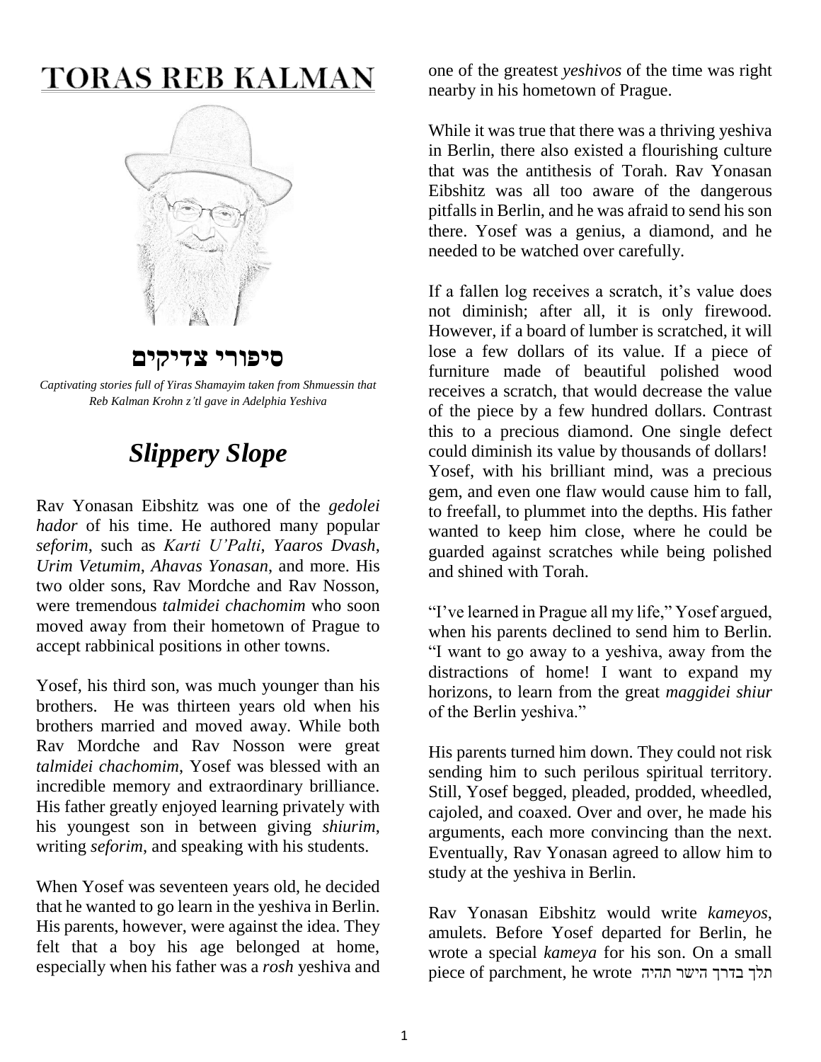# TORAS REB KALMAN

## סיפורי צדיקים

*Captivating stories full of Yiras Shamayim taken from Shmuessin that Reb Kalman Krohn z'tl gave in Adelphia Yeshiva*

## *Slippery Slope*

Rav Yonasan Eibshitz was one of the *gedolei hador* of his time. He authored many popular *seforim*, such as *Karti U'Palti*, *Yaaros Dvash*, *Urim Vetumim*, *Ahavas Yonasan*, and more. His two older sons, Rav Mordche and Rav Nosson, were tremendous *talmidei chachomim* who soon moved away from their hometown of Prague to accept rabbinical positions in other towns.

Yosef, his third son, was much younger than his brothers. He was thirteen years old when his brothers married and moved away. While both Rav Mordche and Rav Nosson were great *talmidei chachomim*, Yosef was blessed with an incredible memory and extraordinary brilliance. His father greatly enjoyed learning privately with his youngest son in between giving *shiurim*, writing *seforim*, and speaking with his students.

When Yosef was seventeen years old, he decided that he wanted to go learn in the yeshiva in Berlin. His parents, however, were against the idea. They felt that a boy his age belonged at home, especially when his father was a *rosh* yeshiva and one of the greatest *yeshivos* of the time was right nearby in his hometown of Prague.

While it was true that there was a thriving yeshiva in Berlin, there also existed a flourishing culture that was the antithesis of Torah. Rav Yonasan Eibshitz was all too aware of the dangerous pitfalls in Berlin, and he was afraid to send his son there. Yosef was a genius, a diamond, and he needed to be watched over carefully.

If a fallen log receives a scratch, it's value does not diminish; after all, it is only firewood. However, if a board of lumber is scratched, it will lose a few dollars of its value. If a piece of furniture made of beautiful polished wood receives a scratch, that would decrease the value of the piece by a few hundred dollars. Contrast this to a precious diamond. One single defect could diminish its value by thousands of dollars! Yosef, with his brilliant mind, was a precious gem, and even one flaw would cause him to fall, to freefall, to plummet into the depths. His father wanted to keep him close, where he could be guarded against scratches while being polished and shined with Torah.

"I've learned in Prague all my life," Yosef argued, when his parents declined to send him to Berlin. "I want to go away to a yeshiva, away from the distractions of home! I want to expand my horizons, to learn from the great *maggidei shiur* of the Berlin yeshiva."

His parents turned him down. They could not risk sending him to such perilous spiritual territory. Still, Yosef begged, pleaded, prodded, wheedled, cajoled, and coaxed. Over and over, he made his arguments, each more convincing than the next. Eventually, Rav Yonasan agreed to allow him to study at the yeshiva in Berlin.

Rav Yonasan Eibshitz would write *kameyos*, amulets. Before Yosef departed for Berlin, he wrote a special *kameya* for his son. On a small piece of parchment, he wrote תלך בדרך הישר תהיה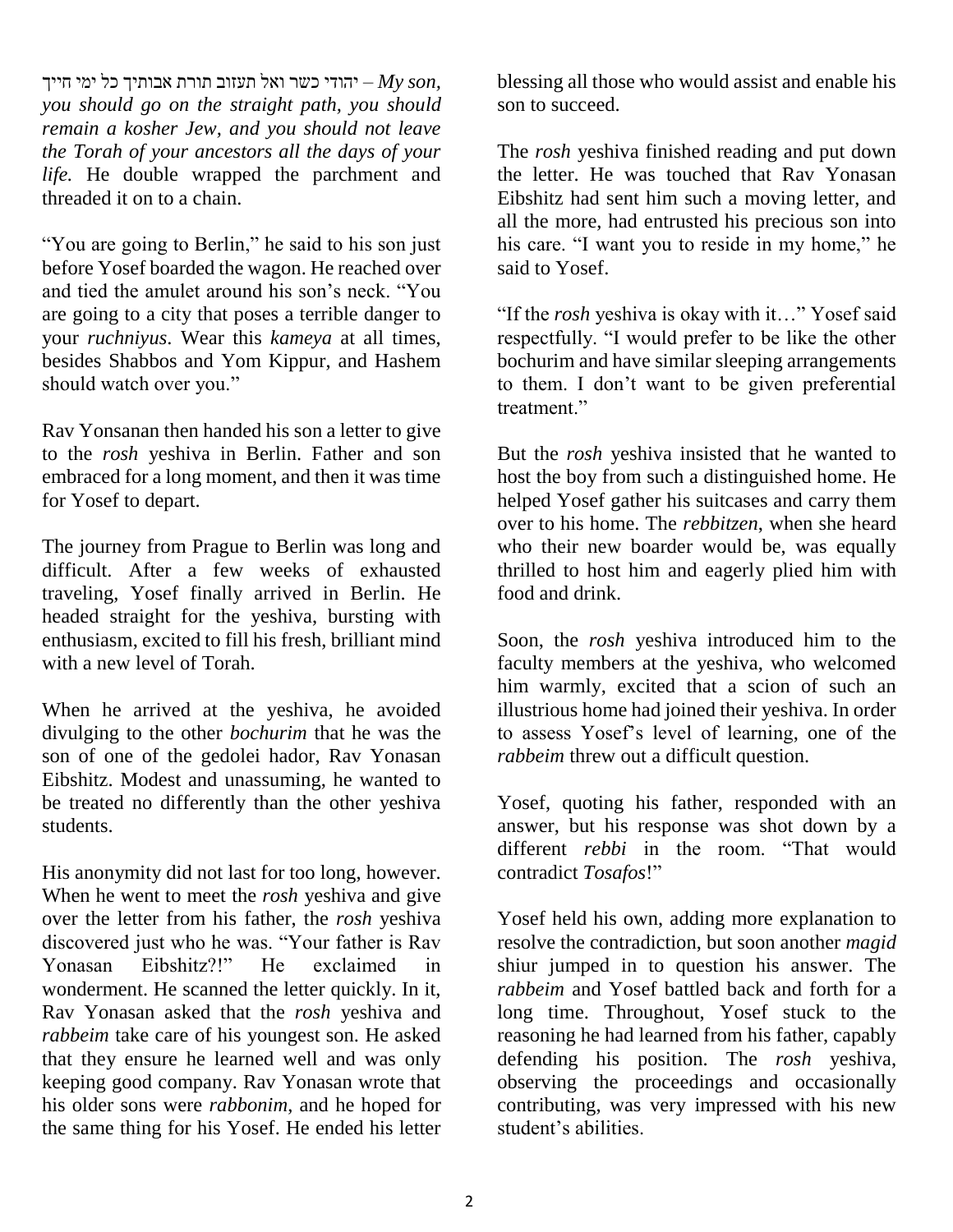יהודי כשר ואל תעזוב תורת אבותיך כל ימי חייך – *My son, you should go on the straight path, you should remain a kosher Jew, and you should not leave the Torah of your ancestors all the days of your life.* He double wrapped the parchment and threaded it on to a chain.

"You are going to Berlin," he said to his son just before Yosef boarded the wagon. He reached over and tied the amulet around his son's neck. "You are going to a city that poses a terrible danger to your *ruchniyus*. Wear this *kameya* at all times, besides Shabbos and Yom Kippur, and Hashem should watch over you."

Rav Yonsanan then handed his son a letter to give to the *rosh* yeshiva in Berlin. Father and son embraced for a long moment, and then it was time for Yosef to depart.

The journey from Prague to Berlin was long and difficult. After a few weeks of exhausted traveling, Yosef finally arrived in Berlin. He headed straight for the yeshiva, bursting with enthusiasm, excited to fill his fresh, brilliant mind with a new level of Torah.

When he arrived at the yeshiva, he avoided divulging to the other *bochurim* that he was the son of one of the gedolei hador, Rav Yonasan Eibshitz. Modest and unassuming, he wanted to be treated no differently than the other yeshiva students.

His anonymity did not last for too long, however. When he went to meet the *rosh* yeshiva and give over the letter from his father, the *rosh* yeshiva discovered just who he was. "Your father is Rav Yonasan Eibshitz?!" He exclaimed in wonderment. He scanned the letter quickly. In it, Rav Yonasan asked that the *rosh* yeshiva and *rabbeim* take care of his youngest son. He asked that they ensure he learned well and was only keeping good company. Rav Yonasan wrote that his older sons were *rabbonim*, and he hoped for the same thing for his Yosef. He ended his letter blessing all those who would assist and enable his son to succeed.

The *rosh* yeshiva finished reading and put down the letter. He was touched that Rav Yonasan Eibshitz had sent him such a moving letter, and all the more, had entrusted his precious son into his care. "I want you to reside in my home," he said to Yosef.

"If the *rosh* yeshiva is okay with it…" Yosef said respectfully. "I would prefer to be like the other bochurim and have similar sleeping arrangements to them. I don't want to be given preferential treatment."

But the *rosh* yeshiva insisted that he wanted to host the boy from such a distinguished home. He helped Yosef gather his suitcases and carry them over to his home. The *rebbitzen*, when she heard who their new boarder would be, was equally thrilled to host him and eagerly plied him with food and drink.

Soon, the *rosh* yeshiva introduced him to the faculty members at the yeshiva, who welcomed him warmly, excited that a scion of such an illustrious home had joined their yeshiva. In order to assess Yosef's level of learning, one of the *rabbeim* threw out a difficult question.

Yosef, quoting his father, responded with an answer, but his response was shot down by a different *rebbi* in the room. "That would contradict *Tosafos*!"

Yosef held his own, adding more explanation to resolve the contradiction, but soon another *magid* shiur jumped in to question his answer. The *rabbeim* and Yosef battled back and forth for a long time. Throughout, Yosef stuck to the reasoning he had learned from his father, capably defending his position. The *rosh* yeshiva, observing the proceedings and occasionally contributing, was very impressed with his new student's abilities.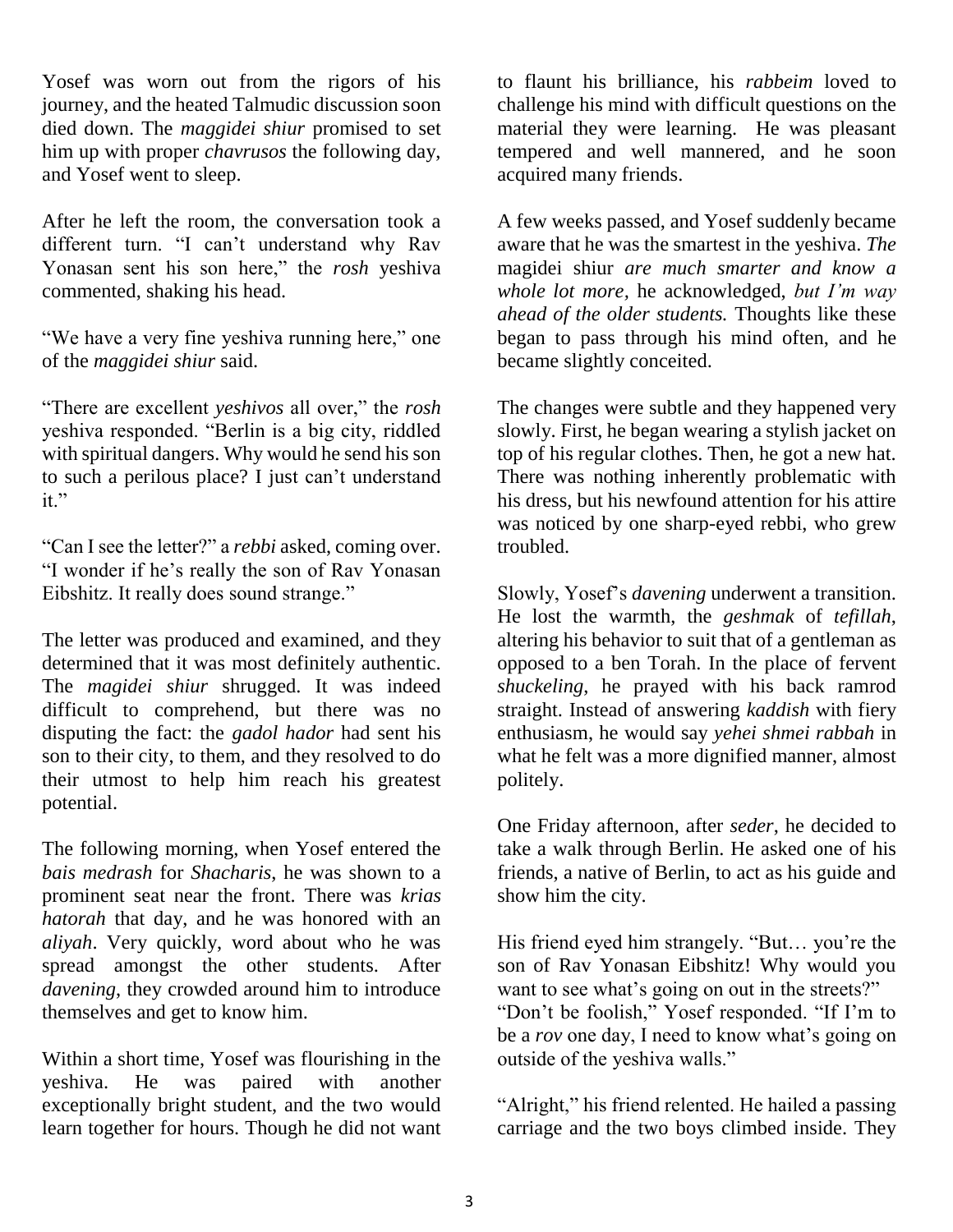Yosef was worn out from the rigors of his journey, and the heated Talmudic discussion soon died down. The *maggidei shiur* promised to set him up with proper *chavrusos* the following day, and Yosef went to sleep.

After he left the room, the conversation took a different turn. "I can't understand why Rav Yonasan sent his son here," the *rosh* yeshiva commented, shaking his head.

"We have a very fine yeshiva running here," one of the *maggidei shiur* said.

"There are excellent *yeshivos* all over," the *rosh* yeshiva responded. "Berlin is a big city, riddled with spiritual dangers. Why would he send his son to such a perilous place? I just can't understand it."

"Can I see the letter?" a *rebbi* asked, coming over. "I wonder if he's really the son of Rav Yonasan Eibshitz. It really does sound strange."

The letter was produced and examined, and they determined that it was most definitely authentic. The *magidei shiur* shrugged. It was indeed difficult to comprehend, but there was no disputing the fact: the *gadol hador* had sent his son to their city, to them, and they resolved to do their utmost to help him reach his greatest potential.

The following morning, when Yosef entered the *bais medrash* for *Shacharis*, he was shown to a prominent seat near the front. There was *krias hatorah* that day, and he was honored with an *aliyah*. Very quickly, word about who he was spread amongst the other students. After *davening*, they crowded around him to introduce themselves and get to know him.

Within a short time, Yosef was flourishing in the yeshiva. He was paired with another exceptionally bright student, and the two would learn together for hours. Though he did not want to flaunt his brilliance, his *rabbeim* loved to challenge his mind with difficult questions on the material they were learning. He was pleasant tempered and well mannered, and he soon acquired many friends.

A few weeks passed, and Yosef suddenly became aware that he was the smartest in the yeshiva. *The* magidei shiur *are much smarter and know a whole lot more*, he acknowledged, *but I'm way ahead of the older students.* Thoughts like these began to pass through his mind often, and he became slightly conceited.

The changes were subtle and they happened very slowly. First, he began wearing a stylish jacket on top of his regular clothes. Then, he got a new hat. There was nothing inherently problematic with his dress, but his newfound attention for his attire was noticed by one sharp-eyed rebbi, who grew troubled.

Slowly, Yosef's *davening* underwent a transition. He lost the warmth, the *geshmak* of *tefillah*, altering his behavior to suit that of a gentleman as opposed to a ben Torah. In the place of fervent *shuckeling*, he prayed with his back ramrod straight. Instead of answering *kaddish* with fiery enthusiasm, he would say *yehei shmei rabbah* in what he felt was a more dignified manner, almost politely.

One Friday afternoon, after *seder*, he decided to take a walk through Berlin. He asked one of his friends, a native of Berlin, to act as his guide and show him the city.

His friend eyed him strangely. "But… you're the son of Rav Yonasan Eibshitz! Why would you want to see what's going on out in the streets?"
"Don't be foolish," Yosef responded. "If I'm to be a *rov* one day, I need to know what's going on outside of the yeshiva walls."

"Alright," his friend relented. He hailed a passing carriage and the two boys climbed inside. They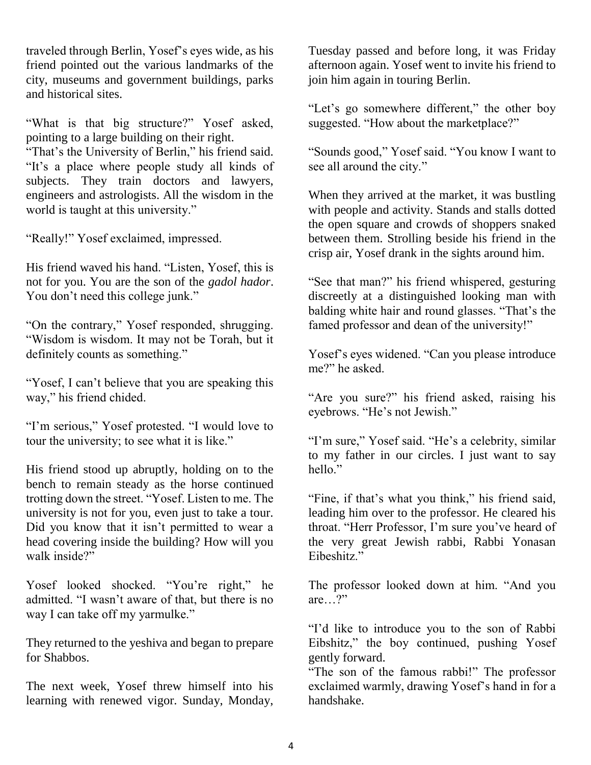traveled through Berlin, Yosef's eyes wide, as his friend pointed out the various landmarks of the city, museums and government buildings, parks and historical sites.

"What is that big structure?" Yosef asked, pointing to a large building on their right.

"That's the University of Berlin," his friend said. "It's a place where people study all kinds of subjects. They train doctors and lawyers, engineers and astrologists. All the wisdom in the world is taught at this university."

"Really!" Yosef exclaimed, impressed.

His friend waved his hand. "Listen, Yosef, this is not for you. You are the son of the *gadol hador*. You don't need this college junk."

"On the contrary," Yosef responded, shrugging. "Wisdom is wisdom. It may not be Torah, but it definitely counts as something."

"Yosef, I can't believe that you are speaking this way," his friend chided.

"I'm serious," Yosef protested. "I would love to tour the university; to see what it is like."

His friend stood up abruptly, holding on to the bench to remain steady as the horse continued trotting down the street. "Yosef. Listen to me. The university is not for you, even just to take a tour. Did you know that it isn't permitted to wear a head covering inside the building? How will you walk inside?"

Yosef looked shocked. "You're right," he admitted. "I wasn't aware of that, but there is no way I can take off my yarmulke."

They returned to the yeshiva and began to prepare for Shabbos.

The next week, Yosef threw himself into his learning with renewed vigor. Sunday, Monday, Tuesday passed and before long, it was Friday afternoon again. Yosef went to invite his friend to join him again in touring Berlin.

"Let's go somewhere different," the other boy suggested. "How about the marketplace?"

"Sounds good," Yosef said. "You know I want to see all around the city."

When they arrived at the market, it was bustling with people and activity. Stands and stalls dotted the open square and crowds of shoppers snaked between them. Strolling beside his friend in the crisp air, Yosef drank in the sights around him.

"See that man?" his friend whispered, gesturing discreetly at a distinguished looking man with balding white hair and round glasses. "That's the famed professor and dean of the university!"

Yosef's eyes widened. "Can you please introduce me?" he asked.

"Are you sure?" his friend asked, raising his eyebrows. "He's not Jewish."

"I'm sure," Yosef said. "He's a celebrity, similar to my father in our circles. I just want to say hello."

"Fine, if that's what you think," his friend said, leading him over to the professor. He cleared his throat. "Herr Professor, I'm sure you've heard of the very great Jewish rabbi, Rabbi Yonasan Eibeshitz."

The professor looked down at him. "And you are…?"

"I'd like to introduce you to the son of Rabbi Eibshitz," the boy continued, pushing Yosef gently forward.

"The son of the famous rabbi!" The professor exclaimed warmly, drawing Yosef's hand in for a handshake.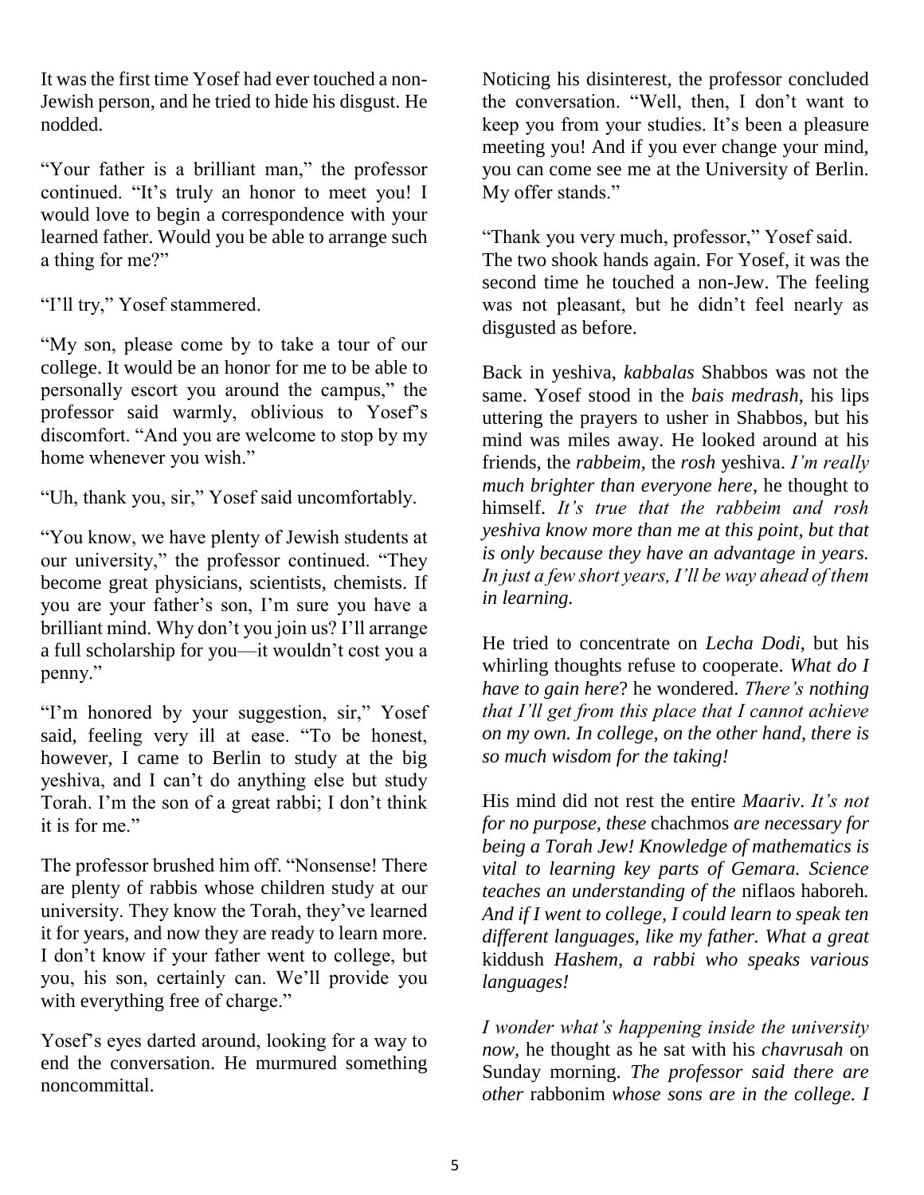It was the first time Yosef had ever touched a non-Jewish person, and he tried to hide his disgust. He nodded.

"Your father is a brilliant man," the professor continued. "It's truly an honor to meet you! I would love to begin a correspondence with your learned father. Would you be able to arrange such a thing for me?"

"I'll try," Yosef stammered.

"My son, please come by to take a tour of our college. It would be an honor for me to be able to personally escort you around the campus," the professor said warmly, oblivious to Yosef's discomfort. "And you are welcome to stop by my home whenever you wish."

"Uh, thank you, sir," Yosef said uncomfortably.

"You know, we have plenty of Jewish students at our university," the professor continued. "They become great physicians, scientists, chemists. If you are your father's son, I'm sure you have a brilliant mind. Why don't you join us? I'll arrange a full scholarship for you—it wouldn't cost you a penny."

"I'm honored by your suggestion, sir," Yosef said, feeling very ill at ease. "To be honest, however, I came to Berlin to study at the big yeshiva, and I can't do anything else but study Torah. I'm the son of a great rabbi; I don't think it is for me."

The professor brushed him off. "Nonsense! There are plenty of rabbis whose children study at our university. They know the Torah, they've learned it for years, and now they are ready to learn more. I don't know if your father went to college, but you, his son, certainly can. We'll provide you with everything free of charge."

Yosef's eyes darted around, looking for a way to end the conversation. He murmured something noncommittal.

Noticing his disinterest, the professor concluded the conversation. "Well, then, I don't want to keep you from your studies. It's been a pleasure meeting you! And if you ever change your mind, you can come see me at the University of Berlin. My offer stands."

"Thank you very much, professor," Yosef said. The two shook hands again. For Yosef, it was the second time he touched a non-Jew. The feeling was not pleasant, but he didn't feel nearly as disgusted as before.

Back in yeshiva, *kabbalas* Shabbos was not the same. Yosef stood in the *bais medrash*, his lips uttering the prayers to usher in Shabbos, but his mind was miles away. He looked around at his friends, the *rabbeim*, the *rosh* yeshiva. *I'm really much brighter than everyone here*, he thought to himself. *It's true that the rabbeim and rosh yeshiva know more than me at this point, but that is only because they have an advantage in years. In just a few short years, I'll be way ahead of them in learning.*

He tried to concentrate on *Lecha Dodi*, but his whirling thoughts refuse to cooperate. *What do I have to gain here*? he wondered. *There's nothing that I'll get from this place that I cannot achieve on my own. In college, on the other hand, there is so much wisdom for the taking!*

His mind did not rest the entire *Maariv*. *It's not for no purpose, these* chachmos *are necessary for being a Torah Jew! Knowledge of mathematics is vital to learning key parts of Gemara. Science teaches an understanding of the* niflaos haboreh*. And if I went to college, I could learn to speak ten different languages, like my father. What a great* kiddush *Hashem, a rabbi who speaks various languages!*

*I wonder what's happening inside the university now,* he thought as he sat with his *chavrusah* on Sunday morning. *The professor said there are other* rabbonim *whose sons are in the college. I*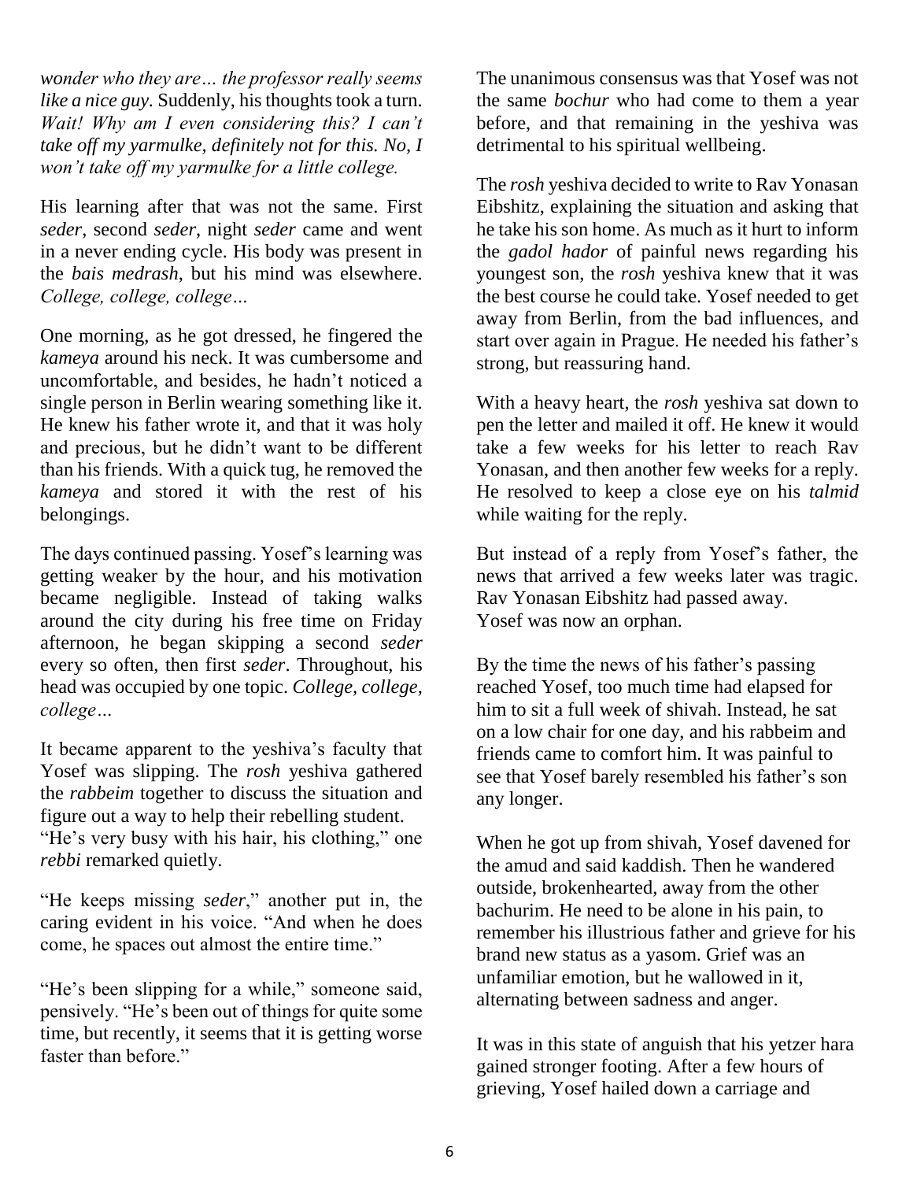*wonder who they are… the professor really seems like a nice guy.* Suddenly, his thoughts took a turn. *Wait! Why am I even considering this? I can't take off my yarmulke, definitely not for this. No, I won't take off my yarmulke for a little college.*

His learning after that was not the same. First *seder*, second *seder*, night *seder* came and went in a never ending cycle. His body was present in the *bais medrash*, but his mind was elsewhere. *College, college, college…*

One morning, as he got dressed, he fingered the *kameya* around his neck. It was cumbersome and uncomfortable, and besides, he hadn't noticed a single person in Berlin wearing something like it. He knew his father wrote it, and that it was holy and precious, but he didn't want to be different than his friends. With a quick tug, he removed the *kameya* and stored it with the rest of his belongings.

The days continued passing. Yosef's learning was getting weaker by the hour, and his motivation became negligible. Instead of taking walks around the city during his free time on Friday afternoon, he began skipping a second *seder* every so often, then first *seder*. Throughout, his head was occupied by one topic. *College, college, college…*

It became apparent to the yeshiva's faculty that Yosef was slipping. The *rosh* yeshiva gathered the *rabbeim* together to discuss the situation and figure out a way to help their rebelling student.

"He's very busy with his hair, his clothing," one *rebbi* remarked quietly.

"He keeps missing *seder*," another put in, the caring evident in his voice. "And when he does come, he spaces out almost the entire time."

"He's been slipping for a while," someone said, pensively. "He's been out of things for quite some time, but recently, it seems that it is getting worse faster than before."

The unanimous consensus was that Yosef was not the same *bochur* who had come to them a year before, and that remaining in the yeshiva was detrimental to his spiritual wellbeing.

The *rosh* yeshiva decided to write to Rav Yonasan Eibshitz, explaining the situation and asking that he take his son home. As much as it hurt to inform the *gadol hador* of painful news regarding his youngest son, the *rosh* yeshiva knew that it was the best course he could take. Yosef needed to get away from Berlin, from the bad influences, and start over again in Prague. He needed his father's strong, but reassuring hand.

With a heavy heart, the *rosh* yeshiva sat down to pen the letter and mailed it off. He knew it would take a few weeks for his letter to reach Rav Yonasan, and then another few weeks for a reply. He resolved to keep a close eye on his *talmid* while waiting for the reply.

But instead of a reply from Yosef's father, the news that arrived a few weeks later was tragic. Rav Yonasan Eibshitz had passed away.
Yosef was now an orphan.

By the time the news of his father's passing reached Yosef, too much time had elapsed for him to sit a full week of shivah. Instead, he sat on a low chair for one day, and his rabbeim and friends came to comfort him. It was painful to see that Yosef barely resembled his father's son any longer.

When he got up from shivah, Yosef davened for the amud and said kaddish. Then he wandered outside, brokenhearted, away from the other bachurim. He need to be alone in his pain, to remember his illustrious father and grieve for his brand new status as a yasom. Grief was an unfamiliar emotion, but he wallowed in it, alternating between sadness and anger.

It was in this state of anguish that his yetzer hara gained stronger footing. After a few hours of grieving, Yosef hailed down a carriage and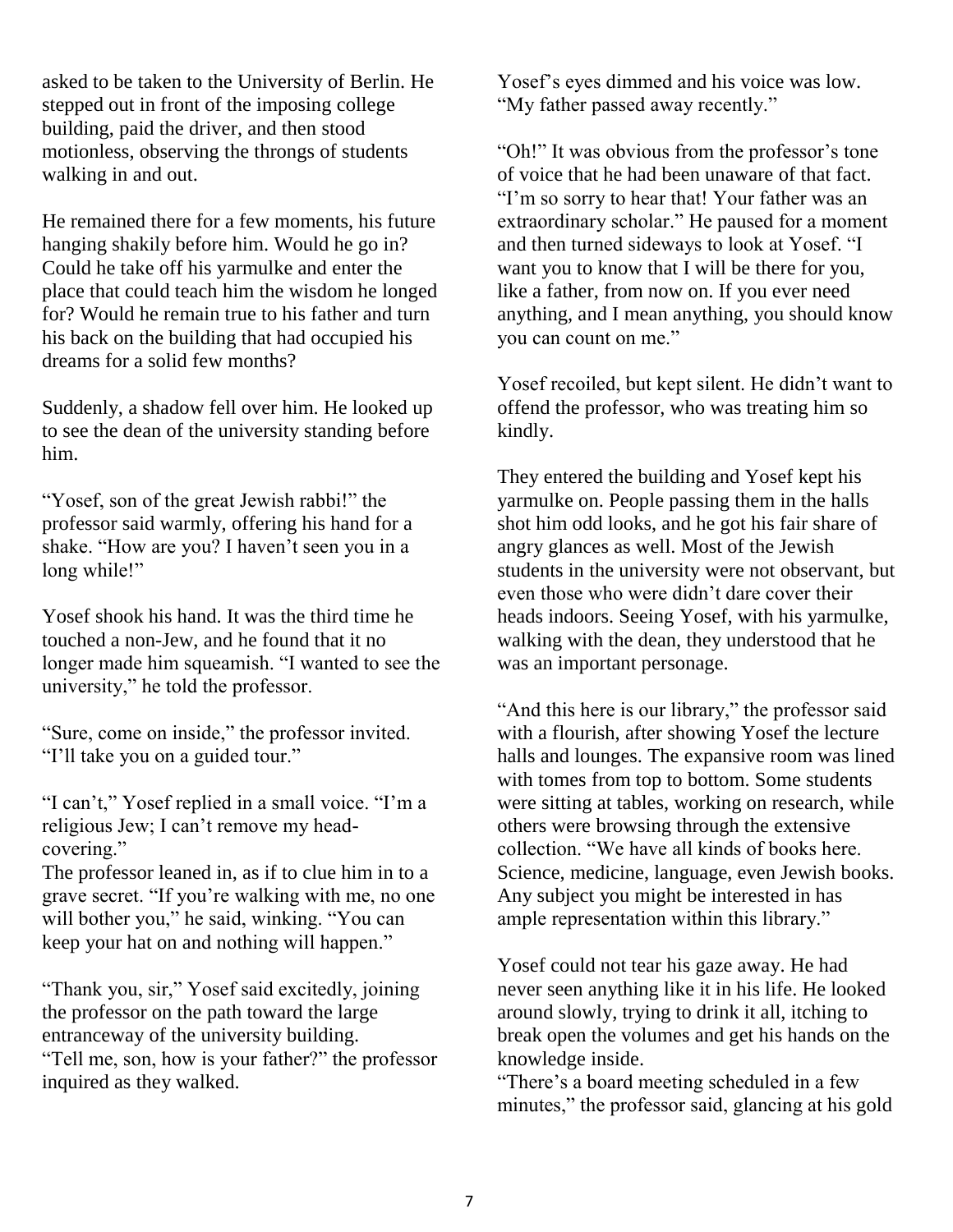asked to be taken to the University of Berlin. He stepped out in front of the imposing college building, paid the driver, and then stood motionless, observing the throngs of students walking in and out.

He remained there for a few moments, his future hanging shakily before him. Would he go in? Could he take off his yarmulke and enter the place that could teach him the wisdom he longed for? Would he remain true to his father and turn his back on the building that had occupied his dreams for a solid few months?

Suddenly, a shadow fell over him. He looked up to see the dean of the university standing before him.

"Yosef, son of the great Jewish rabbi!" the professor said warmly, offering his hand for a shake. "How are you? I haven't seen you in a long while!"

Yosef shook his hand. It was the third time he touched a non-Jew, and he found that it no longer made him squeamish. "I wanted to see the university," he told the professor.

"Sure, come on inside," the professor invited. "I'll take you on a guided tour."

"I can't," Yosef replied in a small voice. "I'm a religious Jew; I can't remove my head-covering."

The professor leaned in, as if to clue him in to a grave secret. "If you're walking with me, no one will bother you," he said, winking. "You can keep your hat on and nothing will happen."

"Thank you, sir," Yosef said excitedly, joining the professor on the path toward the large entranceway of the university building.

"Tell me, son, how is your father?" the professor inquired as they walked.

Yosef's eyes dimmed and his voice was low. "My father passed away recently."

"Oh!" It was obvious from the professor's tone of voice that he had been unaware of that fact. "I'm so sorry to hear that! Your father was an extraordinary scholar." He paused for a moment and then turned sideways to look at Yosef. "I want you to know that I will be there for you, like a father, from now on. If you ever need anything, and I mean anything, you should know you can count on me."

Yosef recoiled, but kept silent. He didn't want to offend the professor, who was treating him so kindly.

They entered the building and Yosef kept his yarmulke on. People passing them in the halls shot him odd looks, and he got his fair share of angry glances as well. Most of the Jewish students in the university were not observant, but even those who were didn't dare cover their heads indoors. Seeing Yosef, with his yarmulke, walking with the dean, they understood that he was an important personage.

"And this here is our library," the professor said with a flourish, after showing Yosef the lecture halls and lounges. The expansive room was lined with tomes from top to bottom. Some students were sitting at tables, working on research, while others were browsing through the extensive collection. "We have all kinds of books here. Science, medicine, language, even Jewish books. Any subject you might be interested in has ample representation within this library."

Yosef could not tear his gaze away. He had never seen anything like it in his life. He looked around slowly, trying to drink it all, itching to break open the volumes and get his hands on the knowledge inside.

"There's a board meeting scheduled in a few minutes," the professor said, glancing at his gold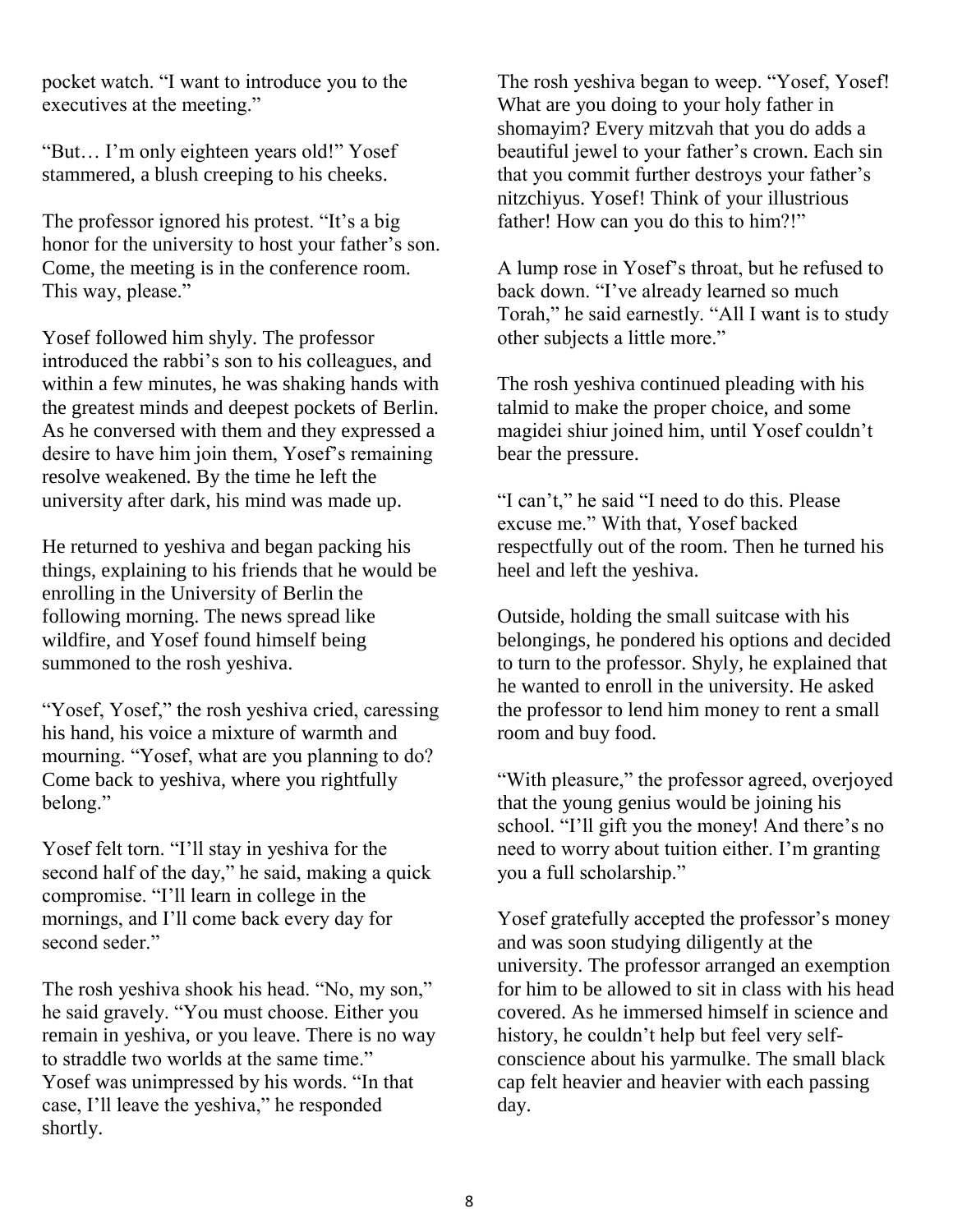pocket watch. "I want to introduce you to the executives at the meeting."

"But… I'm only eighteen years old!" Yosef stammered, a blush creeping to his cheeks.

The professor ignored his protest. "It's a big honor for the university to host your father's son. Come, the meeting is in the conference room. This way, please."

Yosef followed him shyly. The professor introduced the rabbi's son to his colleagues, and within a few minutes, he was shaking hands with the greatest minds and deepest pockets of Berlin. As he conversed with them and they expressed a desire to have him join them, Yosef's remaining resolve weakened. By the time he left the university after dark, his mind was made up.

He returned to yeshiva and began packing his things, explaining to his friends that he would be enrolling in the University of Berlin the following morning. The news spread like wildfire, and Yosef found himself being summoned to the rosh yeshiva.

"Yosef, Yosef," the rosh yeshiva cried, caressing his hand, his voice a mixture of warmth and mourning. "Yosef, what are you planning to do? Come back to yeshiva, where you rightfully belong."

Yosef felt torn. "I'll stay in yeshiva for the second half of the day," he said, making a quick compromise. "I'll learn in college in the mornings, and I'll come back every day for second seder."

The rosh yeshiva shook his head. "No, my son," he said gravely. "You must choose. Either you remain in yeshiva, or you leave. There is no way to straddle two worlds at the same time."
Yosef was unimpressed by his words. "In that case, I'll leave the yeshiva," he responded shortly.

The rosh yeshiva began to weep. "Yosef, Yosef! What are you doing to your holy father in shomayim? Every mitzvah that you do adds a beautiful jewel to your father's crown. Each sin that you commit further destroys your father's nitzchiyus. Yosef! Think of your illustrious father! How can you do this to him?!"

A lump rose in Yosef's throat, but he refused to back down. "I've already learned so much Torah," he said earnestly. "All I want is to study other subjects a little more."

The rosh yeshiva continued pleading with his talmid to make the proper choice, and some magidei shiur joined him, until Yosef couldn't bear the pressure.

"I can't," he said "I need to do this. Please excuse me." With that, Yosef backed respectfully out of the room. Then he turned his heel and left the yeshiva.

Outside, holding the small suitcase with his belongings, he pondered his options and decided to turn to the professor. Shyly, he explained that he wanted to enroll in the university. He asked the professor to lend him money to rent a small room and buy food.

"With pleasure," the professor agreed, overjoyed that the young genius would be joining his school. "I'll gift you the money! And there's no need to worry about tuition either. I'm granting you a full scholarship."

Yosef gratefully accepted the professor's money and was soon studying diligently at the university. The professor arranged an exemption for him to be allowed to sit in class with his head covered. As he immersed himself in science and history, he couldn't help but feel very self-conscience about his yarmulke. The small black cap felt heavier and heavier with each passing day.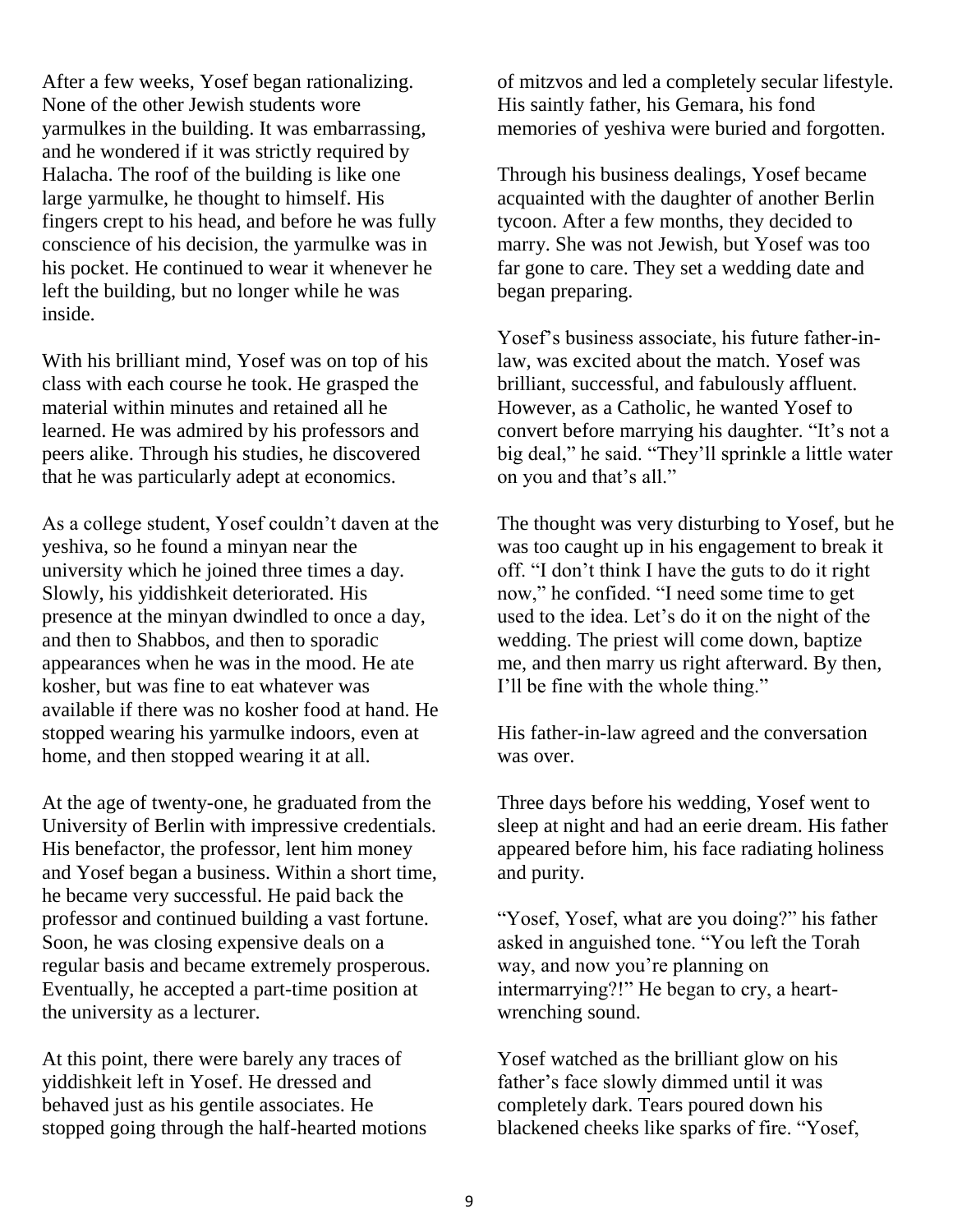After a few weeks, Yosef began rationalizing. None of the other Jewish students wore yarmulkes in the building. It was embarrassing, and he wondered if it was strictly required by Halacha. The roof of the building is like one large yarmulke, he thought to himself. His fingers crept to his head, and before he was fully conscience of his decision, the yarmulke was in his pocket. He continued to wear it whenever he left the building, but no longer while he was inside.

With his brilliant mind, Yosef was on top of his class with each course he took. He grasped the material within minutes and retained all he learned. He was admired by his professors and peers alike. Through his studies, he discovered that he was particularly adept at economics.

As a college student, Yosef couldn't daven at the yeshiva, so he found a minyan near the university which he joined three times a day. Slowly, his yiddishkeit deteriorated. His presence at the minyan dwindled to once a day, and then to Shabbos, and then to sporadic appearances when he was in the mood. He ate kosher, but was fine to eat whatever was available if there was no kosher food at hand. He stopped wearing his yarmulke indoors, even at home, and then stopped wearing it at all.

At the age of twenty-one, he graduated from the University of Berlin with impressive credentials. His benefactor, the professor, lent him money and Yosef began a business. Within a short time, he became very successful. He paid back the professor and continued building a vast fortune. Soon, he was closing expensive deals on a regular basis and became extremely prosperous. Eventually, he accepted a part-time position at the university as a lecturer.

At this point, there were barely any traces of yiddishkeit left in Yosef. He dressed and behaved just as his gentile associates. He stopped going through the half-hearted motions of mitzvos and led a completely secular lifestyle. His saintly father, his Gemara, his fond memories of yeshiva were buried and forgotten.

Through his business dealings, Yosef became acquainted with the daughter of another Berlin tycoon. After a few months, they decided to marry. She was not Jewish, but Yosef was too far gone to care. They set a wedding date and began preparing.

Yosef's business associate, his future father-in-law, was excited about the match. Yosef was brilliant, successful, and fabulously affluent. However, as a Catholic, he wanted Yosef to convert before marrying his daughter. "It's not a big deal," he said. "They'll sprinkle a little water on you and that's all."

The thought was very disturbing to Yosef, but he was too caught up in his engagement to break it off. "I don't think I have the guts to do it right now," he confided. "I need some time to get used to the idea. Let's do it on the night of the wedding. The priest will come down, baptize me, and then marry us right afterward. By then, I'll be fine with the whole thing."

His father-in-law agreed and the conversation was over.

Three days before his wedding, Yosef went to sleep at night and had an eerie dream. His father appeared before him, his face radiating holiness and purity.

"Yosef, Yosef, what are you doing?" his father asked in anguished tone. "You left the Torah way, and now you're planning on intermarrying?!" He began to cry, a heart-wrenching sound.

Yosef watched as the brilliant glow on his father's face slowly dimmed until it was completely dark. Tears poured down his blackened cheeks like sparks of fire. "Yosef,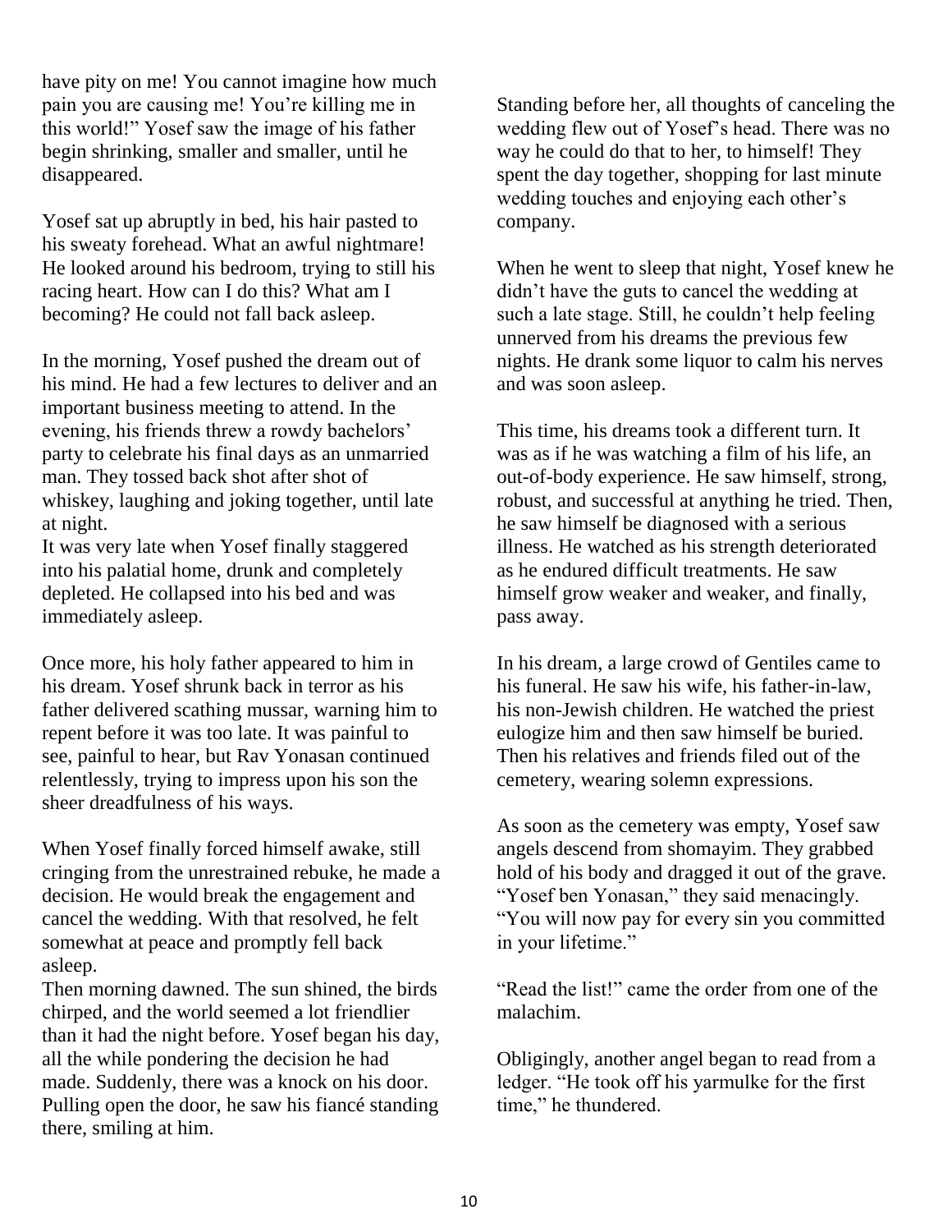have pity on me! You cannot imagine how much pain you are causing me! You're killing me in this world!" Yosef saw the image of his father begin shrinking, smaller and smaller, until he disappeared.

Yosef sat up abruptly in bed, his hair pasted to his sweaty forehead. What an awful nightmare! He looked around his bedroom, trying to still his racing heart. How can I do this? What am I becoming? He could not fall back asleep.

In the morning, Yosef pushed the dream out of his mind. He had a few lectures to deliver and an important business meeting to attend. In the evening, his friends threw a rowdy bachelors' party to celebrate his final days as an unmarried man. They tossed back shot after shot of whiskey, laughing and joking together, until late at night.

It was very late when Yosef finally staggered into his palatial home, drunk and completely depleted. He collapsed into his bed and was immediately asleep.

Once more, his holy father appeared to him in his dream. Yosef shrunk back in terror as his father delivered scathing mussar, warning him to repent before it was too late. It was painful to see, painful to hear, but Rav Yonasan continued relentlessly, trying to impress upon his son the sheer dreadfulness of his ways.

When Yosef finally forced himself awake, still cringing from the unrestrained rebuke, he made a decision. He would break the engagement and cancel the wedding. With that resolved, he felt somewhat at peace and promptly fell back asleep.

Then morning dawned. The sun shined, the birds chirped, and the world seemed a lot friendlier than it had the night before. Yosef began his day, all the while pondering the decision he had made. Suddenly, there was a knock on his door. Pulling open the door, he saw his fiancé standing there, smiling at him.

Standing before her, all thoughts of canceling the wedding flew out of Yosef's head. There was no way he could do that to her, to himself! They spent the day together, shopping for last minute wedding touches and enjoying each other's company.

When he went to sleep that night, Yosef knew he didn't have the guts to cancel the wedding at such a late stage. Still, he couldn't help feeling unnerved from his dreams the previous few nights. He drank some liquor to calm his nerves and was soon asleep.

This time, his dreams took a different turn. It was as if he was watching a film of his life, an out-of-body experience. He saw himself, strong, robust, and successful at anything he tried. Then, he saw himself be diagnosed with a serious illness. He watched as his strength deteriorated as he endured difficult treatments. He saw himself grow weaker and weaker, and finally, pass away.

In his dream, a large crowd of Gentiles came to his funeral. He saw his wife, his father-in-law, his non-Jewish children. He watched the priest eulogize him and then saw himself be buried. Then his relatives and friends filed out of the cemetery, wearing solemn expressions.

As soon as the cemetery was empty, Yosef saw angels descend from shomayim. They grabbed hold of his body and dragged it out of the grave. "Yosef ben Yonasan," they said menacingly. "You will now pay for every sin you committed in your lifetime."

"Read the list!" came the order from one of the malachim.

Obligingly, another angel began to read from a ledger. "He took off his yarmulke for the first time," he thundered.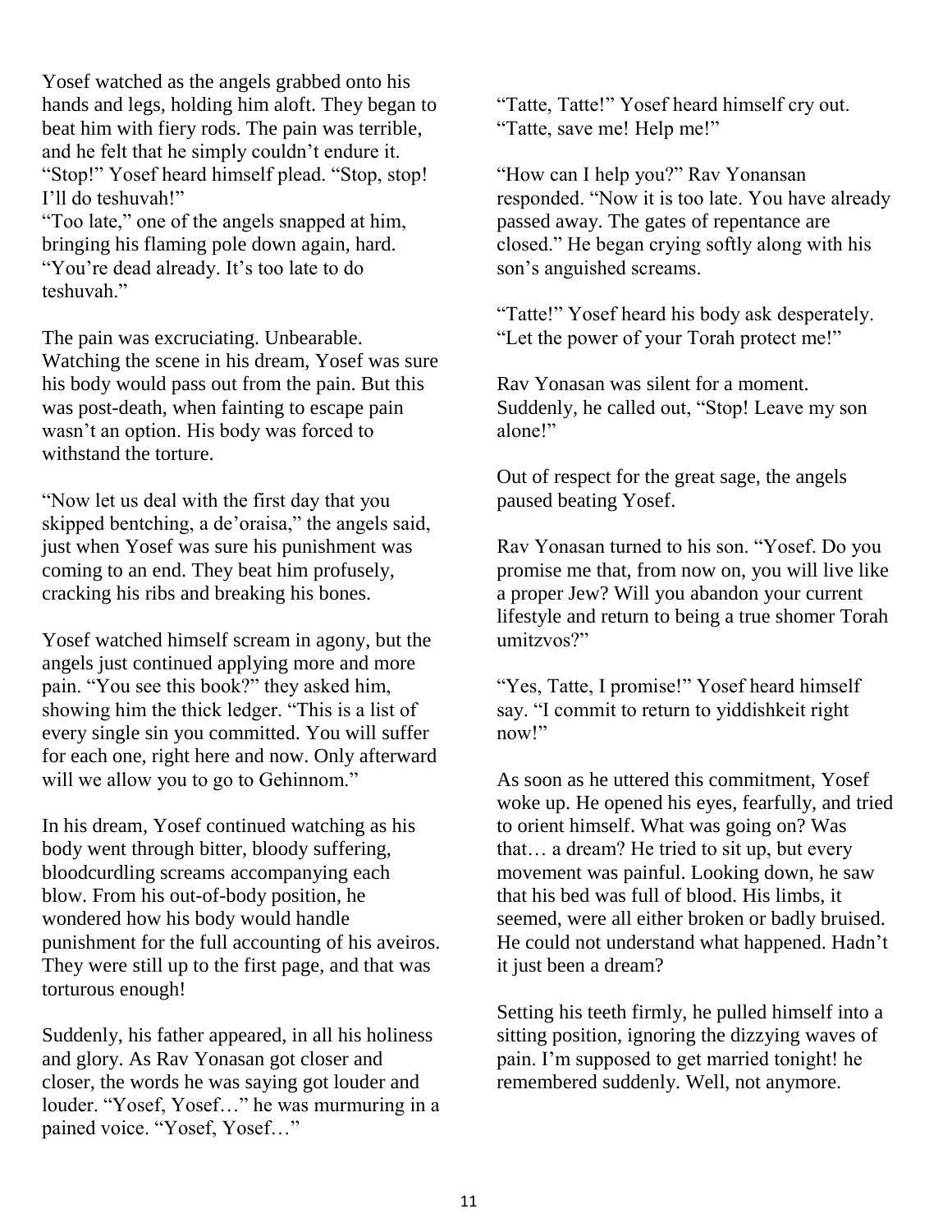Yosef watched as the angels grabbed onto his hands and legs, holding him aloft. They began to beat him with fiery rods. The pain was terrible, and he felt that he simply couldn't endure it. "Stop!" Yosef heard himself plead. "Stop, stop! I'll do teshuvah!"
"Too late," one of the angels snapped at him, bringing his flaming pole down again, hard. "You're dead already. It's too late to do teshuvah."

The pain was excruciating. Unbearable. Watching the scene in his dream, Yosef was sure his body would pass out from the pain. But this was post-death, when fainting to escape pain wasn't an option. His body was forced to withstand the torture.

"Now let us deal with the first day that you skipped bentching, a de'oraisa," the angels said, just when Yosef was sure his punishment was coming to an end. They beat him profusely, cracking his ribs and breaking his bones.

Yosef watched himself scream in agony, but the angels just continued applying more and more pain. "You see this book?" they asked him, showing him the thick ledger. "This is a list of every single sin you committed. You will suffer for each one, right here and now. Only afterward will we allow you to go to Gehinnom."

In his dream, Yosef continued watching as his body went through bitter, bloody suffering, bloodcurdling screams accompanying each blow. From his out-of-body position, he wondered how his body would handle punishment for the full accounting of his aveiros. They were still up to the first page, and that was torturous enough!

Suddenly, his father appeared, in all his holiness and glory. As Rav Yonasan got closer and closer, the words he was saying got louder and louder. "Yosef, Yosef…" he was murmuring in a pained voice. "Yosef, Yosef…"

"Tatte, Tatte!" Yosef heard himself cry out. "Tatte, save me! Help me!"

"How can I help you?" Rav Yonansan responded. "Now it is too late. You have already passed away. The gates of repentance are closed." He began crying softly along with his son's anguished screams.

"Tatte!" Yosef heard his body ask desperately. "Let the power of your Torah protect me!"

Rav Yonasan was silent for a moment. Suddenly, he called out, "Stop! Leave my son alone!"

Out of respect for the great sage, the angels paused beating Yosef.

Rav Yonasan turned to his son. "Yosef. Do you promise me that, from now on, you will live like a proper Jew? Will you abandon your current lifestyle and return to being a true shomer Torah umitzvos?"

"Yes, Tatte, I promise!" Yosef heard himself say. "I commit to return to yiddishkeit right now!"

As soon as he uttered this commitment, Yosef woke up. He opened his eyes, fearfully, and tried to orient himself. What was going on? Was that… a dream? He tried to sit up, but every movement was painful. Looking down, he saw that his bed was full of blood. His limbs, it seemed, were all either broken or badly bruised. He could not understand what happened. Hadn't it just been a dream?

Setting his teeth firmly, he pulled himself into a sitting position, ignoring the dizzying waves of pain. I'm supposed to get married tonight! he remembered suddenly. Well, not anymore.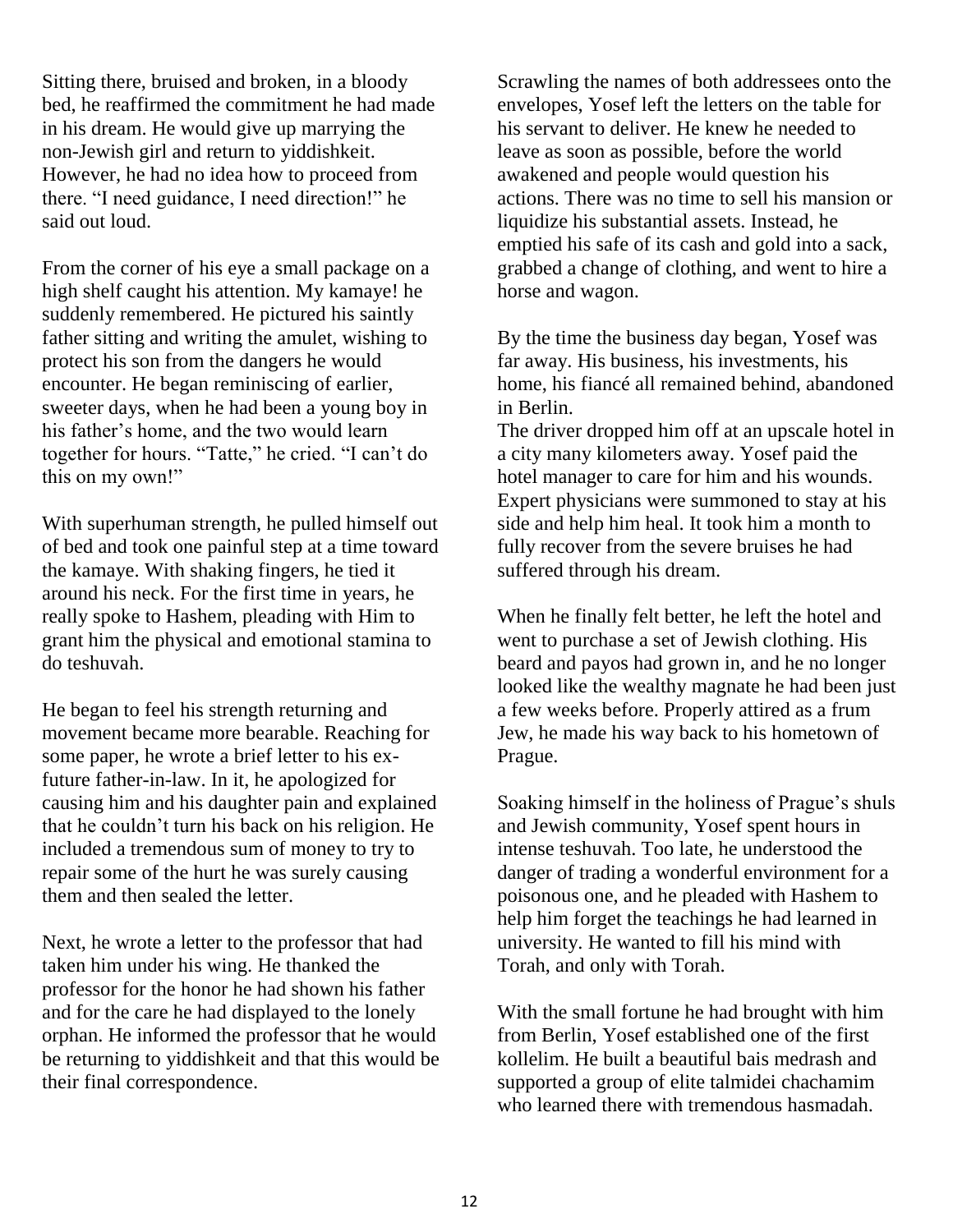Sitting there, bruised and broken, in a bloody bed, he reaffirmed the commitment he had made in his dream. He would give up marrying the non-Jewish girl and return to yiddishkeit. However, he had no idea how to proceed from there. “I need guidance, I need direction!” he said out loud.

From the corner of his eye a small package on a high shelf caught his attention. My kamaye! he suddenly remembered. He pictured his saintly father sitting and writing the amulet, wishing to protect his son from the dangers he would encounter. He began reminiscing of earlier, sweeter days, when he had been a young boy in his father’s home, and the two would learn together for hours. “Tatte,” he cried. “I can’t do this on my own!”

With superhuman strength, he pulled himself out of bed and took one painful step at a time toward the kamaye. With shaking fingers, he tied it around his neck. For the first time in years, he really spoke to Hashem, pleading with Him to grant him the physical and emotional stamina to do teshuvah.

He began to feel his strength returning and movement became more bearable. Reaching for some paper, he wrote a brief letter to his ex-future father-in-law. In it, he apologized for causing him and his daughter pain and explained that he couldn’t turn his back on his religion. He included a tremendous sum of money to try to repair some of the hurt he was surely causing them and then sealed the letter.

Next, he wrote a letter to the professor that had taken him under his wing. He thanked the professor for the honor he had shown his father and for the care he had displayed to the lonely orphan. He informed the professor that he would be returning to yiddishkeit and that this would be their final correspondence.

Scrawling the names of both addressees onto the envelopes, Yosef left the letters on the table for his servant to deliver. He knew he needed to leave as soon as possible, before the world awakened and people would question his actions. There was no time to sell his mansion or liquidize his substantial assets. Instead, he emptied his safe of its cash and gold into a sack, grabbed a change of clothing, and went to hire a horse and wagon.

By the time the business day began, Yosef was far away. His business, his investments, his home, his fiancé all remained behind, abandoned in Berlin.

The driver dropped him off at an upscale hotel in a city many kilometers away. Yosef paid the hotel manager to care for him and his wounds. Expert physicians were summoned to stay at his side and help him heal. It took him a month to fully recover from the severe bruises he had suffered through his dream.

When he finally felt better, he left the hotel and went to purchase a set of Jewish clothing. His beard and payos had grown in, and he no longer looked like the wealthy magnate he had been just a few weeks before. Properly attired as a frum Jew, he made his way back to his hometown of Prague.

Soaking himself in the holiness of Prague’s shuls and Jewish community, Yosef spent hours in intense teshuvah. Too late, he understood the danger of trading a wonderful environment for a poisonous one, and he pleaded with Hashem to help him forget the teachings he had learned in university. He wanted to fill his mind with Torah, and only with Torah.

With the small fortune he had brought with him from Berlin, Yosef established one of the first kollelim. He built a beautiful bais medrash and supported a group of elite talmidei chachamim who learned there with tremendous hasmadah.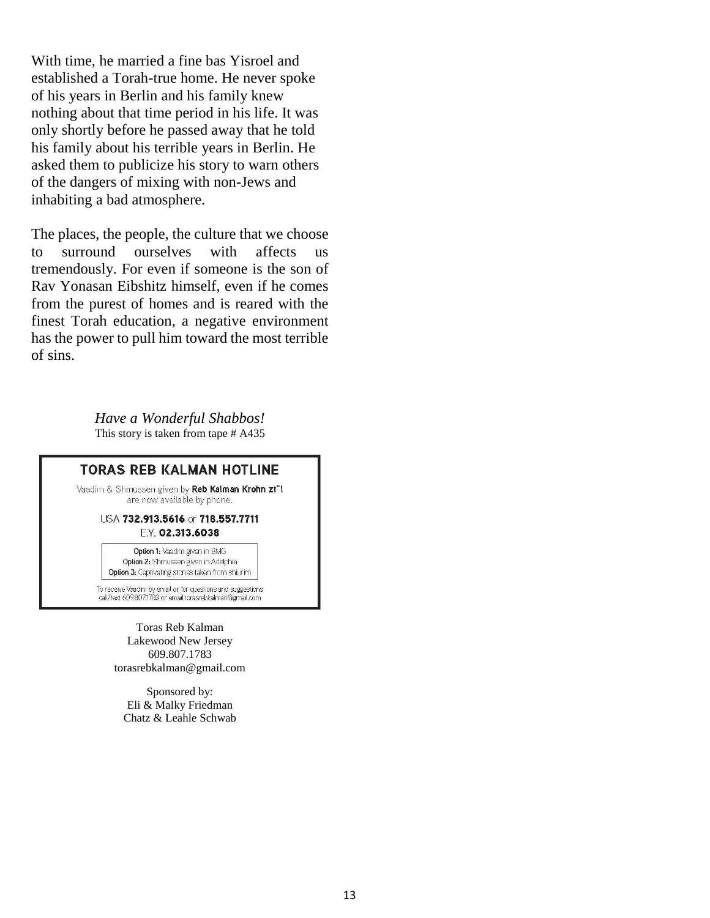With time, he married a fine bas Yisroel and established a Torah-true home. He never spoke of his years in Berlin and his family knew nothing about that time period in his life. It was only shortly before he passed away that he told his family about his terrible years in Berlin. He asked them to publicize his story to warn others of the dangers of mixing with non-Jews and inhabiting a bad atmosphere.

The places, the people, the culture that we choose to surround ourselves with affects us tremendously. For even if someone is the son of Rav Yonasan Eibshitz himself, even if he comes from the purest of homes and is reared with the finest Torah education, a negative environment has the power to pull him toward the most terrible of sins.

*Have a Wonderful Shabbos!*
This story is taken from tape # A435

## TORAS REB KALMAN HOTLINE

Vaadim & Shmussen given by **Reb Kalman Krohn zt"l** are now available by phone.

USA **732.913.5616** or **718.557.7711**
E.Y. **02.313.6038**

**Option 1:** Vaadim given in BMG
**Option 2:** Shmussen given in Adelphia
**Option 3:** Captivating stories taken from shiurim

To receive Vaadim by email or for questions and suggestions call/text 609.807.1783 or email torasrebkalman@gmail.com

Toras Reb Kalman
Lakewood New Jersey
609.807.1783
torasrebkalman@gmail.com

Sponsored by:
Eli & Malky Friedman
Chatz & Leahle Schwab